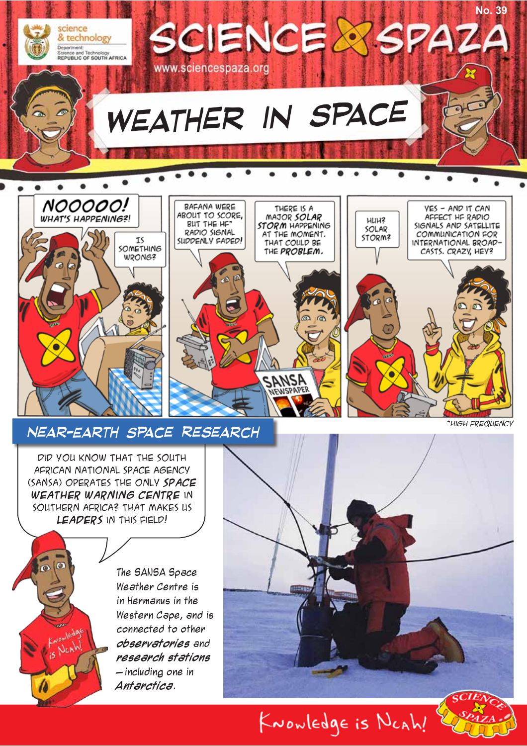# SCIENCE SPAZA

No. 39

www.sciencespaza.org

science & technology
Department: Science and Technology
REPUBLIC OF SOUTH AFRICA

## WEATHER IN SPACE

NOOOOO! WHAT'S HAPPENING?!

IS SOMETHING WRONG?

BAFANA WERE ABOUT TO SCORE, BUT THE HF* RADIO SIGNAL SUDDENLY FADED!

THERE IS A MAJOR ***SOLAR STORM*** HAPPENING AT THE MOMENT. THAT COULD BE THE ***PROBLEM***.

SANSA NEWSPAPER

HUH? SOLAR STORM?

YES – AND IT CAN AFFECT HF RADIO SIGNALS AND SATELLITE COMMUNICATION FOR INTERNATIONAL BROADCASTS. CRAZY, HEY?

*HIGH FREQUENCY

## NEAR-EARTH SPACE RESEARCH

DID YOU KNOW THAT THE SOUTH AFRICAN NATIONAL SPACE AGENCY (SANSA) OPERATES THE ONLY ***SPACE WEATHER WARNING CENTRE*** IN SOUTHERN AFRICA? THAT MAKES US ***LEADERS*** IN THIS FIELD!

The SANSA Space Weather Centre is in Hermanus in the Western Cape, and is connected to other ***observatories*** and ***research stations*** – including one in ***Antarctica***.

Knowledge is Ncah!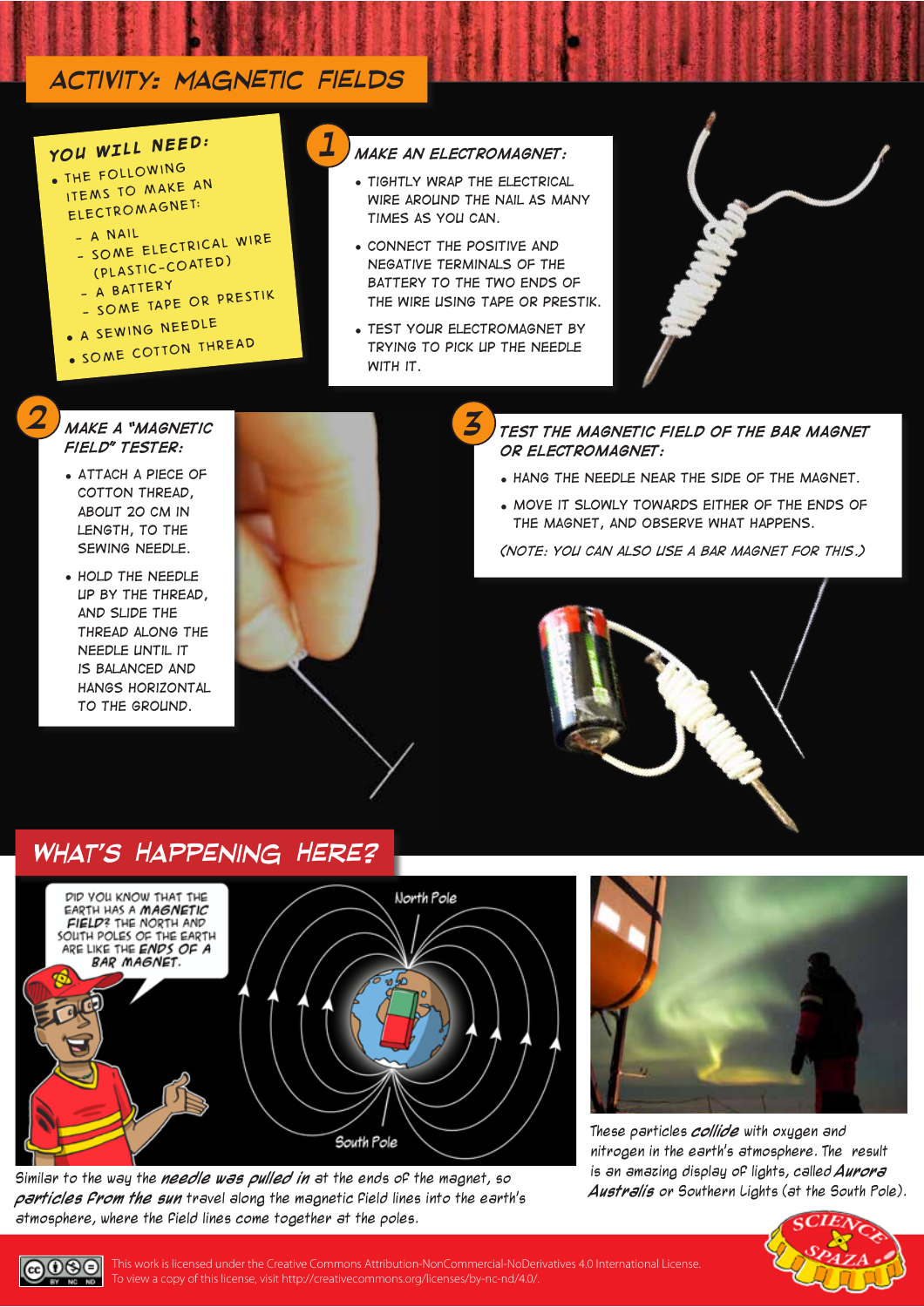# ACTIVITY: MAGNETIC FIELDS

**YOU WILL NEED:**

- THE FOLLOWING ITEMS TO MAKE AN ELECTROMAGNET:
  - A NAIL
  - SOME ELECTRICAL WIRE (PLASTIC-COATED)
  - A BATTERY
  - SOME TAPE OR PRESTIK
- A SEWING NEEDLE
- SOME COTTON THREAD

## 1 MAKE AN ELECTROMAGNET:

- TIGHTLY WRAP THE ELECTRICAL WIRE AROUND THE NAIL AS MANY TIMES AS YOU CAN.
- CONNECT THE POSITIVE AND NEGATIVE TERMINALS OF THE BATTERY TO THE TWO ENDS OF THE WIRE USING TAPE OR PRESTIK.
- TEST YOUR ELECTROMAGNET BY TRYING TO PICK UP THE NEEDLE WITH IT.

## 2 MAKE A "MAGNETIC FIELD" TESTER:

- ATTACH A PIECE OF COTTON THREAD, ABOUT 20 CM IN LENGTH, TO THE SEWING NEEDLE.
- HOLD THE NEEDLE UP BY THE THREAD, AND SLIDE THE THREAD ALONG THE NEEDLE UNTIL IT IS BALANCED AND HANGS HORIZONTAL TO THE GROUND.

## 3 TEST THE MAGNETIC FIELD OF THE BAR MAGNET OR ELECTROMAGNET:

- HANG THE NEEDLE NEAR THE SIDE OF THE MAGNET.
- MOVE IT SLOWLY TOWARDS EITHER OF THE ENDS OF THE MAGNET, AND OBSERVE WHAT HAPPENS.

*(NOTE: YOU CAN ALSO USE A BAR MAGNET FOR THIS.)*

# WHAT'S HAPPENING HERE?

DID YOU KNOW THAT THE EARTH HAS A ***MAGNETIC FIELD***? THE NORTH AND SOUTH POLES OF THE EARTH ARE LIKE THE ***ENDS OF A BAR MAGNET***.

North Pole

South Pole

Similar to the way the ***needle was pulled in*** at the ends of the magnet, so ***particles from the sun*** travel along the magnetic field lines into the earth's atmosphere, where the field lines come together at the poles.

These particles ***collide*** with oxygen and nitrogen in the earth's atmosphere. The result is an amazing display of lights, called ***Aurora Australis*** or Southern Lights (at the South Pole).

This work is licensed under the Creative Commons Attribution-NonCommercial-NoDerivatives 4.0 International License. To view a copy of this license, visit http://creativecommons.org/licenses/by-nc-nd/4.0/.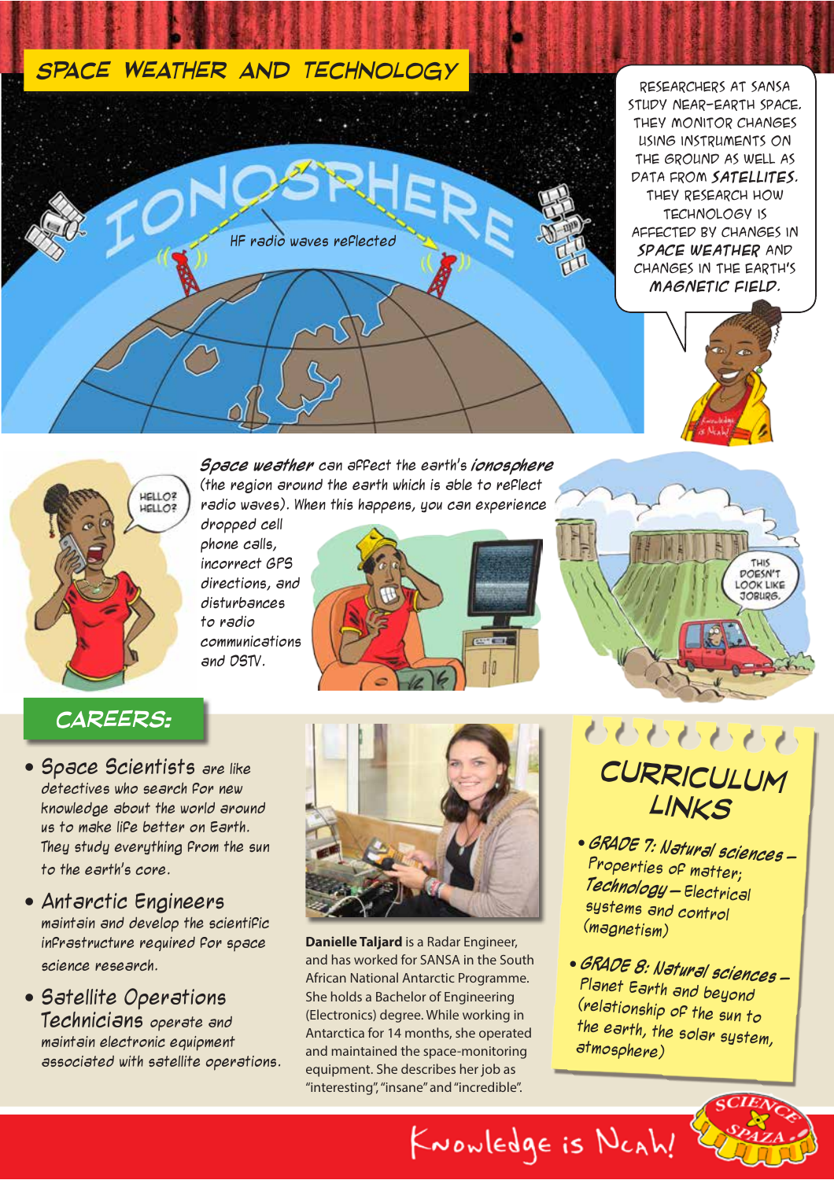# SPACE WEATHER AND TECHNOLOGY

IONOSPHERE

HF radio waves reflected

RESEARCHERS AT SANSA STUDY NEAR-EARTH SPACE. THEY MONITOR CHANGES USING INSTRUMENTS ON THE GROUND AS WELL AS DATA FROM ***SATELLITES***. THEY RESEARCH HOW TECHNOLOGY IS AFFECTED BY CHANGES IN ***SPACE WEATHER*** AND CHANGES IN THE EARTH'S ***MAGNETIC FIELD***.

HELLO? HELLO?

***Space weather*** can affect the earth's ***ionosphere*** (the region around the earth which is able to reflect radio waves). When this happens, you can experience dropped cell phone calls, incorrect GPS directions, and disturbances to radio communications and DSTV.

THIS DOESN'T LOOK LIKE JOBURG.

## CAREERS:

- **Space Scientists** are like detectives who search for new knowledge about the world around us to make life better on Earth. They study everything from the sun to the earth's core.
- **Antarctic Engineers** maintain and develop the scientific infrastructure required for space science research.
- **Satellite Operations Technicians** operate and maintain electronic equipment associated with satellite operations.

**Danielle Taljard** is a Radar Engineer, and has worked for SANSA in the South African National Antarctic Programme. She holds a Bachelor of Engineering (Electronics) degree. While working in Antarctica for 14 months, she operated and maintained the space-monitoring equipment. She describes her job as "interesting", "insane" and "incredible".

## CURRICULUM LINKS

- ***GRADE 7: Natural sciences*** – Properties of matter; ***Technology*** – Electrical systems and control (magnetism)
- ***GRADE 8: Natural sciences*** – Planet Earth and beyond (relationship of the sun to the earth, the solar system, atmosphere)

Knowledge is Ncah!

SCIENCE SPAZA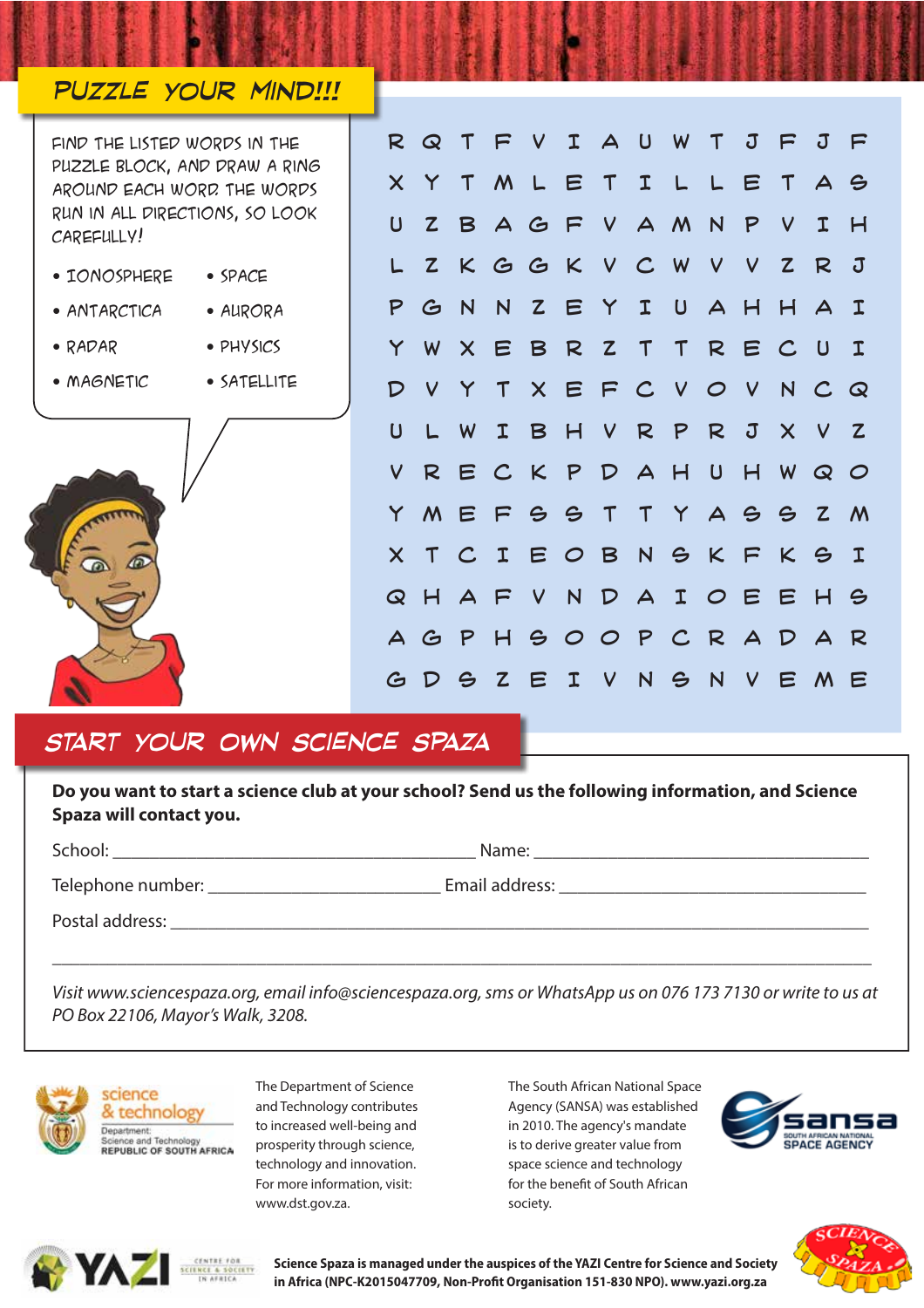## PUZZLE YOUR MIND!!!

FIND THE LISTED WORDS IN THE PUZZLE BLOCK, AND DRAW A RING AROUND EACH WORD. THE WORDS RUN IN ALL DIRECTIONS, SO LOOK CAREFULLY!

- IONOSPHERE
- ANTARCTICA
- RADAR
- MAGNETIC
- SPACE
- AURORA
- PHYSICS
- SATELLITE

| | | | | | | | | | | | | | |
|---|---|---|---|---|---|---|---|---|---|---|---|---|---|
| R | Q | T | F | V | I | A | U | W | T | J | F | J | F |
| X | Y | T | M | L | E | T | I | L | L | E | T | A | S |
| U | Z | B | A | G | F | V | A | M | N | P | V | I | H |
| L | Z | K | G | G | K | V | C | W | V | V | Z | R | J |
| P | G | N | N | Z | E | Y | I | U | A | H | H | A | I |
| Y | W | X | E | B | R | Z | T | T | R | E | C | U | I |
| D | V | Y | T | X | E | F | C | V | O | V | N | C | Q |
| U | L | W | I | B | H | V | R | P | R | J | X | V | Z |
| V | R | E | C | K | P | D | A | H | U | H | W | Q | O |
| Y | M | E | F | S | S | T | T | Y | A | S | S | Z | M |
| X | T | C | I | E | O | B | N | S | K | F | K | S | I |
| Q | H | A | F | V | N | D | A | I | O | E | E | H | S |
| A | G | P | H | S | O | O | P | C | R | A | D | A | R |
| G | D | S | Z | E | I | V | N | S | N | V | E | M | E |

## START YOUR OWN SCIENCE SPAZA

**Do you want to start a science club at your school? Send us the following information, and Science Spaza will contact you.**

School: ______________________________ Name: ______________________________

Telephone number: ____________________ Email address: ______________________

Postal address: ______________________________________________________________

______________________________________________________________________________

*Visit www.sciencespaza.org, email info@sciencespaza.org, sms or WhatsApp us on 076 173 7130 or write to us at PO Box 22106, Mayor's Walk, 3208.*

science & technology
Department: Science and Technology
REPUBLIC OF SOUTH AFRICA

The Department of Science and Technology contributes to increased well-being and prosperity through science, technology and innovation. For more information, visit: www.dst.gov.za.

The South African National Space Agency (SANSA) was established in 2010. The agency's mandate is to derive greater value from space science and technology for the benefit of South African society.

sansa SOUTH AFRICAN NATIONAL SPACE AGENCY

YAZI CENTRE FOR SCIENCE & SOCIETY IN AFRICA

**Science Spaza is managed under the auspices of the YAZI Centre for Science and Society in Africa (NPC-K2015047709, Non-Profit Organisation 151-830 NPO). www.yazi.org.za**

SCIENCE SPAZA